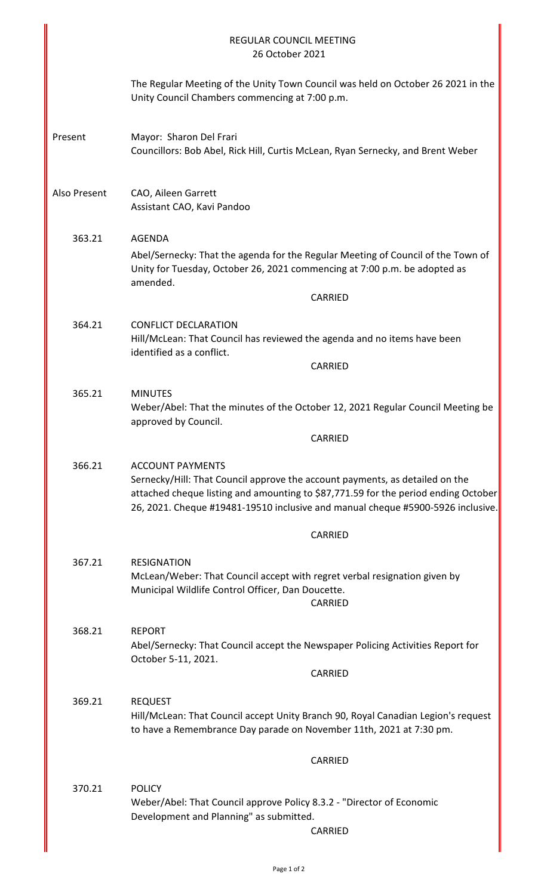# REGULAR COUNCIL MEETING
## 26 October 2021

The Regular Meeting of the Unity Town Council was held on October 26 2021 in the Unity Council Chambers commencing at 7:00 p.m.

**Present**
Mayor: Sharon Del Frari
Councillors: Bob Abel, Rick Hill, Curtis McLean, Ryan Sernecky, and Brent Weber

**Also Present**
CAO, Aileen Garrett
Assistant CAO, Kavi Pandoo

**363.21 AGENDA**
Abel/Sernecky: That the agenda for the Regular Meeting of Council of the Town of Unity for Tuesday, October 26, 2021 commencing at 7:00 p.m. be adopted as amended.

CARRIED

**364.21 CONFLICT DECLARATION**
Hill/McLean: That Council has reviewed the agenda and no items have been identified as a conflict.

CARRIED

**365.21 MINUTES**
Weber/Abel: That the minutes of the October 12, 2021 Regular Council Meeting be approved by Council.

CARRIED

**366.21 ACCOUNT PAYMENTS**
Sernecky/Hill: That Council approve the account payments, as detailed on the attached cheque listing and amounting to $87,771.59 for the period ending October 26, 2021. Cheque #19481-19510 inclusive and manual cheque #5900-5926 inclusive.

CARRIED

**367.21 RESIGNATION**
McLean/Weber: That Council accept with regret verbal resignation given by Municipal Wildlife Control Officer, Dan Doucette.

CARRIED

**368.21 REPORT**
Abel/Sernecky: That Council accept the Newspaper Policing Activities Report for October 5-11, 2021.

CARRIED

**369.21 REQUEST**
Hill/McLean: That Council accept Unity Branch 90, Royal Canadian Legion's request to have a Remembrance Day parade on November 11th, 2021 at 7:30 pm.

CARRIED

**370.21 POLICY**
Weber/Abel: That Council approve Policy 8.3.2 - "Director of Economic Development and Planning" as submitted.

CARRIED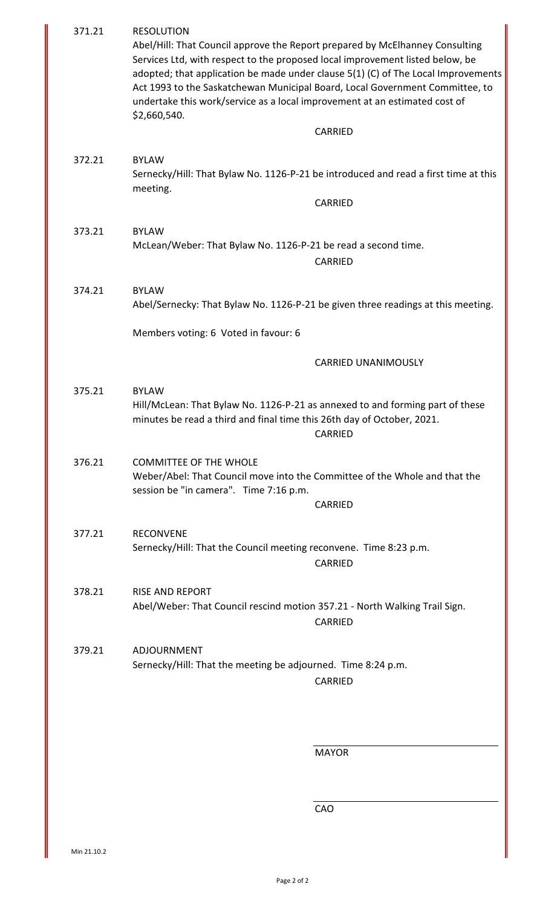371.21 RESOLUTION

Abel/Hill: That Council approve the Report prepared by McElhanney Consulting Services Ltd, with respect to the proposed local improvement listed below, be adopted; that application be made under clause 5(1) (C) of The Local Improvements Act 1993 to the Saskatchewan Municipal Board, Local Government Committee, to undertake this work/service as a local improvement at an estimated cost of $2,660,540.

CARRIED

372.21 BYLAW

Sernecky/Hill: That Bylaw No. 1126-P-21 be introduced and read a first time at this meeting.

CARRIED

373.21 BYLAW

McLean/Weber: That Bylaw No. 1126-P-21 be read a second time.

CARRIED

374.21 BYLAW

Abel/Sernecky: That Bylaw No. 1126-P-21 be given three readings at this meeting.

Members voting: 6 Voted in favour: 6

CARRIED UNANIMOUSLY

375.21 BYLAW

Hill/McLean: That Bylaw No. 1126-P-21 as annexed to and forming part of these minutes be read a third and final time this 26th day of October, 2021.

CARRIED

376.21 COMMITTEE OF THE WHOLE

Weber/Abel: That Council move into the Committee of the Whole and that the session be "in camera". Time 7:16 p.m.

CARRIED

377.21 RECONVENE

Sernecky/Hill: That the Council meeting reconvene. Time 8:23 p.m.

CARRIED

378.21 RISE AND REPORT

Abel/Weber: That Council rescind motion 357.21 - North Walking Trail Sign.

CARRIED

379.21 ADJOURNMENT

Sernecky/Hill: That the meeting be adjourned. Time 8:24 p.m.

CARRIED

MAYOR

CAO

Min 21.10.2